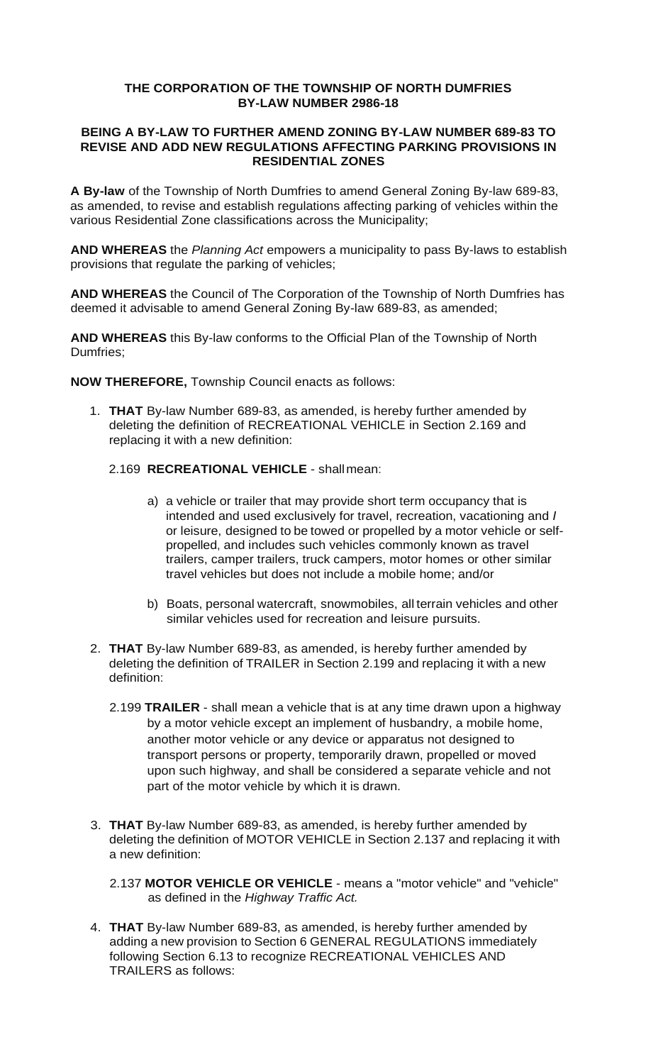**THE CORPORATION OF THE TOWNSHIP OF NORTH DUMFRIES**
**BY-LAW NUMBER 2986-18**

**BEING A BY-LAW TO FURTHER AMEND ZONING BY-LAW NUMBER 689-83 TO REVISE AND ADD NEW REGULATIONS AFFECTING PARKING PROVISIONS IN RESIDENTIAL ZONES**

**A By-law** of the Township of North Dumfries to amend General Zoning By-law 689-83, as amended, to revise and establish regulations affecting parking of vehicles within the various Residential Zone classifications across the Municipality;

**AND WHEREAS** the *Planning Act* empowers a municipality to pass By-laws to establish provisions that regulate the parking of vehicles;

**AND WHEREAS** the Council of The Corporation of the Township of North Dumfries has deemed it advisable to amend General Zoning By-law 689-83, as amended;

**AND WHEREAS** this By-law conforms to the Official Plan of the Township of North Dumfries;

**NOW THEREFORE,** Township Council enacts as follows:

1. **THAT** By-law Number 689-83, as amended, is hereby further amended by deleting the definition of RECREATIONAL VEHICLE in Section 2.169 and replacing it with a new definition:

   2.169 **RECREATIONAL VEHICLE** - shall mean:

   a) a vehicle or trailer that may provide short term occupancy that is intended and used exclusively for travel, recreation, vacationing and / or leisure, designed to be towed or propelled by a motor vehicle or self-propelled, and includes such vehicles commonly known as travel trailers, camper trailers, truck campers, motor homes or other similar travel vehicles but does not include a mobile home; and/or

   b) Boats, personal watercraft, snowmobiles, all terrain vehicles and other similar vehicles used for recreation and leisure pursuits.

2. **THAT** By-law Number 689-83, as amended, is hereby further amended by deleting the definition of TRAILER in Section 2.199 and replacing it with a new definition:

   2.199 **TRAILER** - shall mean a vehicle that is at any time drawn upon a highway by a motor vehicle except an implement of husbandry, a mobile home, another motor vehicle or any device or apparatus not designed to transport persons or property, temporarily drawn, propelled or moved upon such highway, and shall be considered a separate vehicle and not part of the motor vehicle by which it is drawn.

3. **THAT** By-law Number 689-83, as amended, is hereby further amended by deleting the definition of MOTOR VEHICLE in Section 2.137 and replacing it with a new definition:

   2.137 **MOTOR VEHICLE OR VEHICLE** - means a "motor vehicle" and "vehicle" as defined in the *Highway Traffic Act.*

4. **THAT** By-law Number 689-83, as amended, is hereby further amended by adding a new provision to Section 6 GENERAL REGULATIONS immediately following Section 6.13 to recognize RECREATIONAL VEHICLES AND TRAILERS as follows: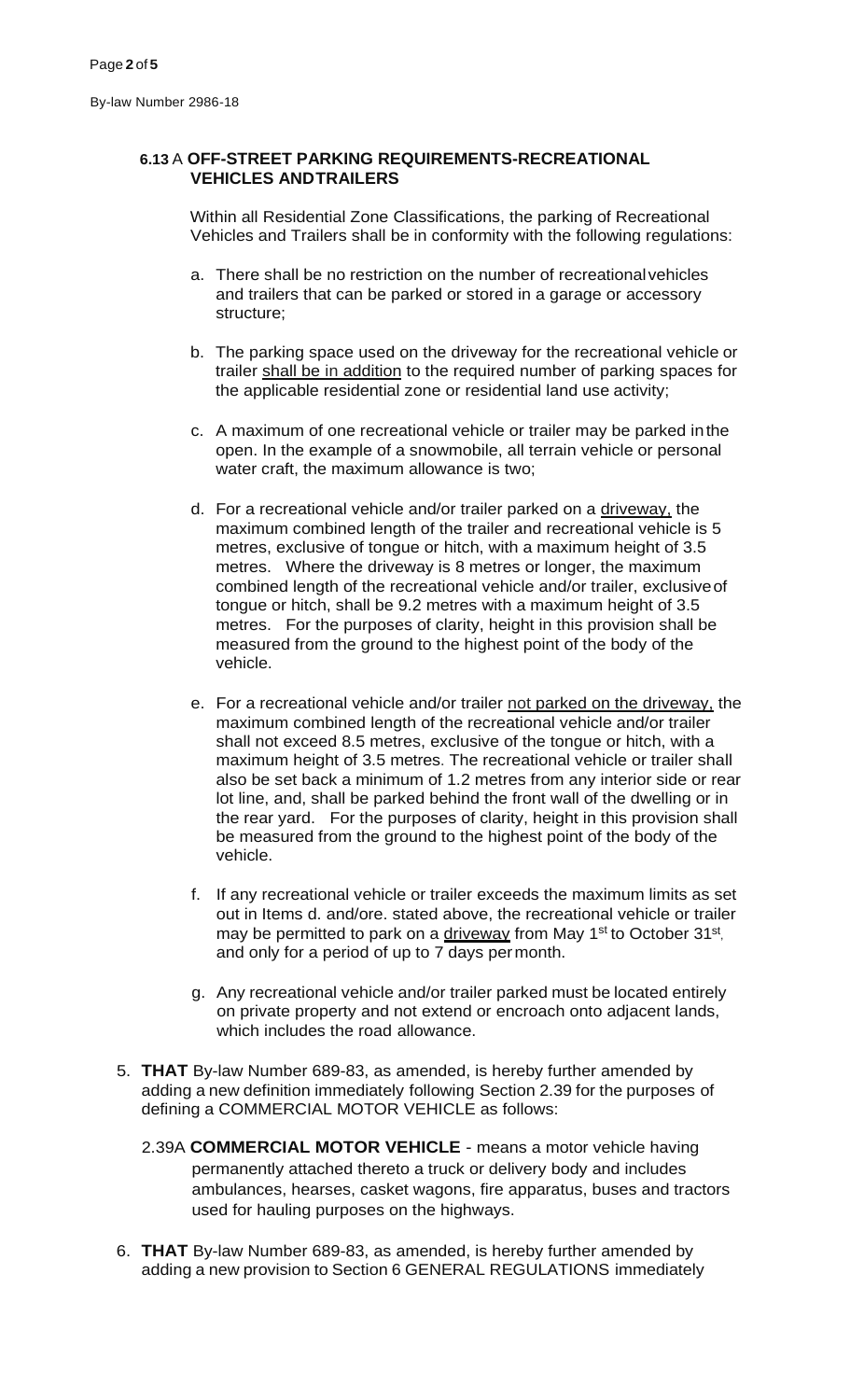By-law Number 2986-18

### 6.13 A OFF-STREET PARKING REQUIREMENTS-RECREATIONAL VEHICLES AND TRAILERS

Within all Residential Zone Classifications, the parking of Recreational Vehicles and Trailers shall be in conformity with the following regulations:

a. There shall be no restriction on the number of recreational vehicles and trailers that can be parked or stored in a garage or accessory structure;

b. The parking space used on the driveway for the recreational vehicle or trailer shall be in addition to the required number of parking spaces for the applicable residential zone or residential land use activity;

c. A maximum of one recreational vehicle or trailer may be parked in the open. In the example of a snowmobile, all terrain vehicle or personal water craft, the maximum allowance is two;

d. For a recreational vehicle and/or trailer parked on a driveway, the maximum combined length of the trailer and recreational vehicle is 5 metres, exclusive of tongue or hitch, with a maximum height of 3.5 metres. Where the driveway is 8 metres or longer, the maximum combined length of the recreational vehicle and/or trailer, exclusive of tongue or hitch, shall be 9.2 metres with a maximum height of 3.5 metres. For the purposes of clarity, height in this provision shall be measured from the ground to the highest point of the body of the vehicle.

e. For a recreational vehicle and/or trailer not parked on the driveway, the maximum combined length of the recreational vehicle and/or trailer shall not exceed 8.5 metres, exclusive of the tongue or hitch, with a maximum height of 3.5 metres. The recreational vehicle or trailer shall also be set back a minimum of 1.2 metres from any interior side or rear lot line, and, shall be parked behind the front wall of the dwelling or in the rear yard. For the purposes of clarity, height in this provision shall be measured from the ground to the highest point of the body of the vehicle.

f. If any recreational vehicle or trailer exceeds the maximum limits as set out in Items d. and/or e. stated above, the recreational vehicle or trailer may be permitted to park on a driveway from May 1st to October 31st, and only for a period of up to 7 days per month.

g. Any recreational vehicle and/or trailer parked must be located entirely on private property and not extend or encroach onto adjacent lands, which includes the road allowance.

5. **THAT** By-law Number 689-83, as amended, is hereby further amended by adding a new definition immediately following Section 2.39 for the purposes of defining a COMMERCIAL MOTOR VEHICLE as follows:

   2.39A **COMMERCIAL MOTOR VEHICLE** - means a motor vehicle having permanently attached thereto a truck or delivery body and includes ambulances, hearses, casket wagons, fire apparatus, buses and tractors used for hauling purposes on the highways.

6. **THAT** By-law Number 689-83, as amended, is hereby further amended by adding a new provision to Section 6 GENERAL REGULATIONS immediately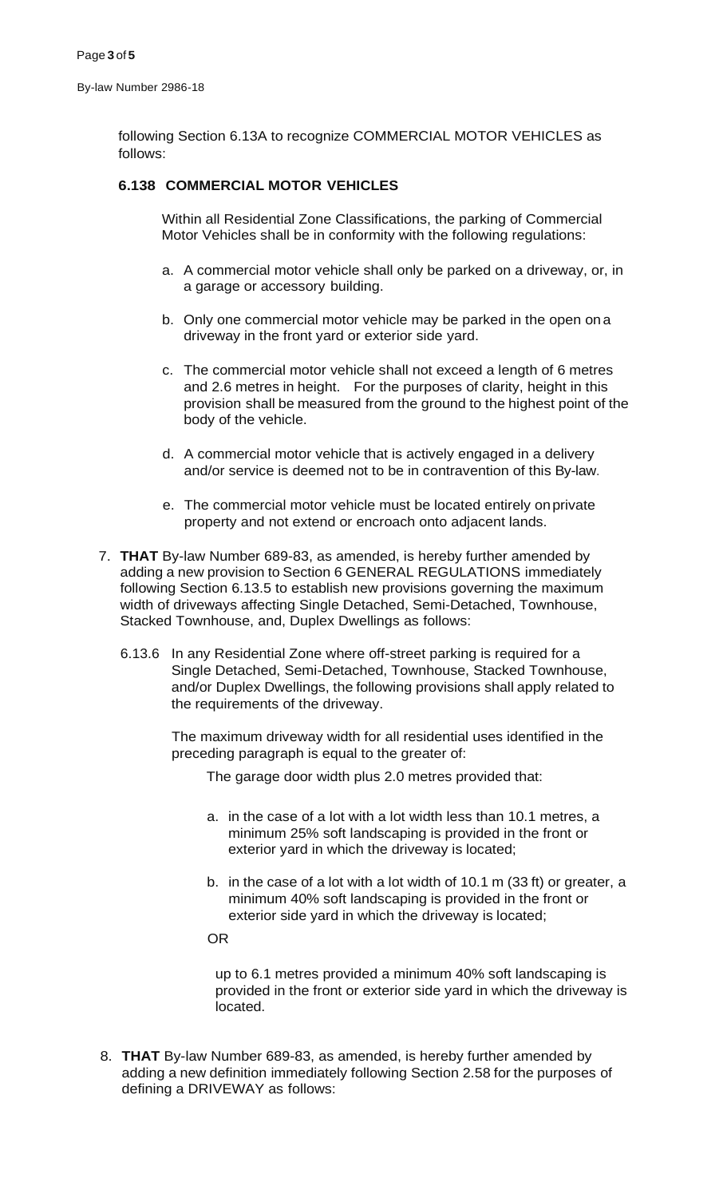following Section 6.13A to recognize COMMERCIAL MOTOR VEHICLES as follows:

**6.138 COMMERCIAL MOTOR VEHICLES**

Within all Residential Zone Classifications, the parking of Commercial Motor Vehicles shall be in conformity with the following regulations:

a. A commercial motor vehicle shall only be parked on a driveway, or, in a garage or accessory building.

b. Only one commercial motor vehicle may be parked in the open on a driveway in the front yard or exterior side yard.

c. The commercial motor vehicle shall not exceed a length of 6 metres and 2.6 metres in height. For the purposes of clarity, height in this provision shall be measured from the ground to the highest point of the body of the vehicle.

d. A commercial motor vehicle that is actively engaged in a delivery and/or service is deemed not to be in contravention of this By-law.

e. The commercial motor vehicle must be located entirely on private property and not extend or encroach onto adjacent lands.

7. **THAT** By-law Number 689-83, as amended, is hereby further amended by adding a new provision to Section 6 GENERAL REGULATIONS immediately following Section 6.13.5 to establish new provisions governing the maximum width of driveways affecting Single Detached, Semi-Detached, Townhouse, Stacked Townhouse, and, Duplex Dwellings as follows:

6.13.6 In any Residential Zone where off-street parking is required for a Single Detached, Semi-Detached, Townhouse, Stacked Townhouse, and/or Duplex Dwellings, the following provisions shall apply related to the requirements of the driveway.

The maximum driveway width for all residential uses identified in the preceding paragraph is equal to the greater of:

The garage door width plus 2.0 metres provided that:

a. in the case of a lot with a lot width less than 10.1 metres, a minimum 25% soft landscaping is provided in the front or exterior yard in which the driveway is located;

b. in the case of a lot with a lot width of 10.1 m (33 ft) or greater, a minimum 40% soft landscaping is provided in the front or exterior side yard in which the driveway is located;

OR

up to 6.1 metres provided a minimum 40% soft landscaping is provided in the front or exterior side yard in which the driveway is located.

8. **THAT** By-law Number 689-83, as amended, is hereby further amended by adding a new definition immediately following Section 2.58 for the purposes of defining a DRIVEWAY as follows: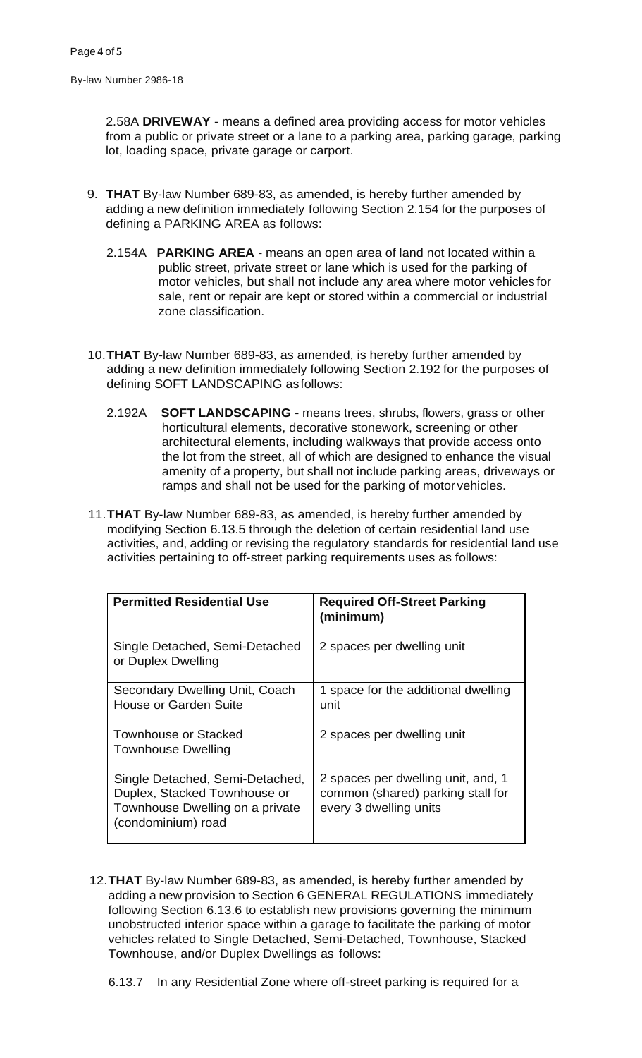2.58A **DRIVEWAY** - means a defined area providing access for motor vehicles from a public or private street or a lane to a parking area, parking garage, parking lot, loading space, private garage or carport.

9. **THAT** By-law Number 689-83, as amended, is hereby further amended by adding a new definition immediately following Section 2.154 for the purposes of defining a PARKING AREA as follows:

   2.154A **PARKING AREA** - means an open area of land not located within a public street, private street or lane which is used for the parking of motor vehicles, but shall not include any area where motor vehicles for sale, rent or repair are kept or stored within a commercial or industrial zone classification.

10. **THAT** By-law Number 689-83, as amended, is hereby further amended by adding a new definition immediately following Section 2.192 for the purposes of defining SOFT LANDSCAPING as follows:

    2.192A **SOFT LANDSCAPING** - means trees, shrubs, flowers, grass or other horticultural elements, decorative stonework, screening or other architectural elements, including walkways that provide access onto the lot from the street, all of which are designed to enhance the visual amenity of a property, but shall not include parking areas, driveways or ramps and shall not be used for the parking of motor vehicles.

11. **THAT** By-law Number 689-83, as amended, is hereby further amended by modifying Section 6.13.5 through the deletion of certain residential land use activities, and, adding or revising the regulatory standards for residential land use activities pertaining to off-street parking requirements uses as follows:

| **Permitted Residential Use** | **Required Off-Street Parking (minimum)** |
|---|---|
| Single Detached, Semi-Detached or Duplex Dwelling | 2 spaces per dwelling unit |
| Secondary Dwelling Unit, Coach House or Garden Suite | 1 space for the additional dwelling unit |
| Townhouse or Stacked Townhouse Dwelling | 2 spaces per dwelling unit |
| Single Detached, Semi-Detached, Duplex, Stacked Townhouse or Townhouse Dwelling on a private (condominium) road | 2 spaces per dwelling unit, and, 1 common (shared) parking stall for every 3 dwelling units |

12. **THAT** By-law Number 689-83, as amended, is hereby further amended by adding a new provision to Section 6 GENERAL REGULATIONS immediately following Section 6.13.6 to establish new provisions governing the minimum unobstructed interior space within a garage to facilitate the parking of motor vehicles related to Single Detached, Semi-Detached, Townhouse, Stacked Townhouse, and/or Duplex Dwellings as follows:

    6.13.7 In any Residential Zone where off-street parking is required for a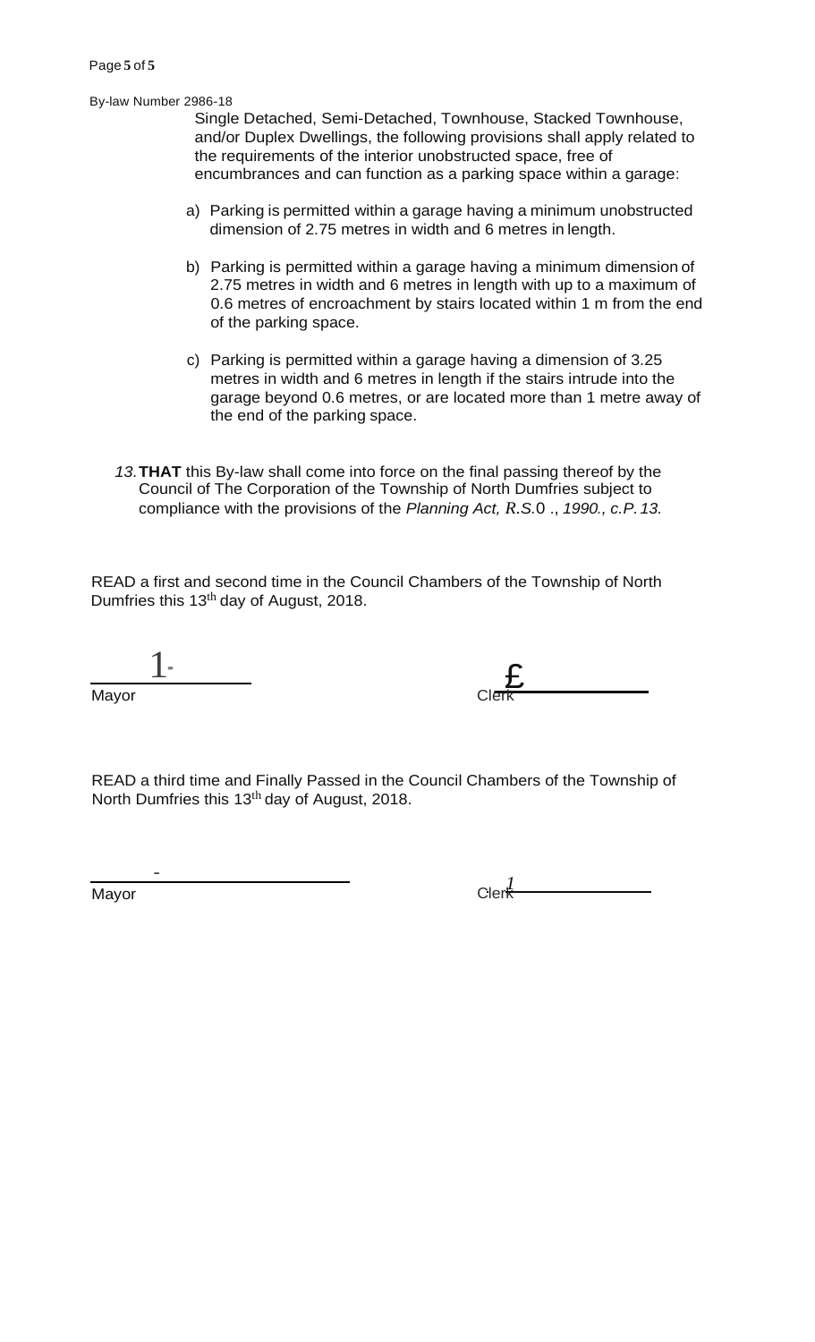Single Detached, Semi-Detached, Townhouse, Stacked Townhouse, and/or Duplex Dwellings, the following provisions shall apply related to the requirements of the interior unobstructed space, free of encumbrances and can function as a parking space within a garage:

a) Parking is permitted within a garage having a minimum unobstructed dimension of 2.75 metres in width and 6 metres in length.

b) Parking is permitted within a garage having a minimum dimension of 2.75 metres in width and 6 metres in length with up to a maximum of 0.6 metres of encroachment by stairs located within 1 m from the end of the parking space.

c) Parking is permitted within a garage having a dimension of 3.25 metres in width and 6 metres in length if the stairs intrude into the garage beyond 0.6 metres, or are located more than 1 metre away of the end of the parking space.

*13.* **THAT** this By-law shall come into force on the final passing thereof by the Council of The Corporation of the Township of North Dumfries subject to compliance with the provisions of the *Planning Act, R.S.*0 ., *1990., c.P. 13.*

READ a first and second time in the Council Chambers of the Township of North Dumfries this 13th day of August, 2018.

Mayor

Clerk

READ a third time and Finally Passed in the Council Chambers of the Township of North Dumfries this 13th day of August, 2018.

Mayor

Clerk